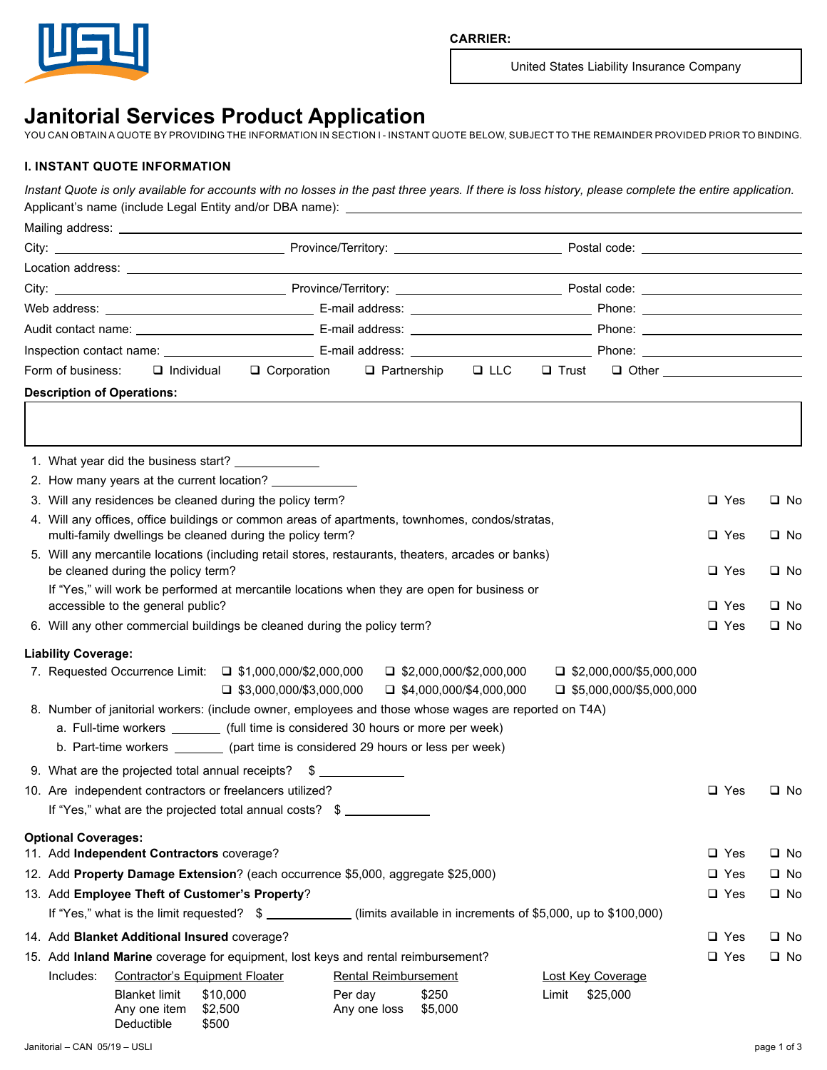**CARRIER:**

United States Liability Insurance Company

# Janitorial Services Product Application

YOU CAN OBTAIN A QUOTE BY PROVIDING THE INFORMATION IN SECTION I - INSTANT QUOTE BELOW, SUBJECT TO THE REMAINDER PROVIDED PRIOR TO BINDING.

## I. INSTANT QUOTE INFORMATION

*Instant Quote is only available for accounts with no losses in the past three years. If there is loss history, please complete the entire application.*

Applicant's name (include Legal Entity and/or DBA name): ______________________

Mailing address: ______________________

City: ____________ Province/Territory: ____________ Postal code: ____________

Location address: ______________________

City: ____________ Province/Territory: ____________ Postal code: ____________

Web address: ____________ E-mail address: ____________ Phone: ____________

Audit contact name: ____________ E-mail address: ____________ Phone: ____________

Inspection contact name: ____________ E-mail address: ____________ Phone: ____________

Form of business: ☐ Individual ☐ Corporation ☐ Partnership ☐ LLC ☐ Trust ☐ Other ____________

**Description of Operations:**

______________________

1. What year did the business start? ____________
2. How many years at the current location? ____________
3. Will any residences be cleaned during the policy term? ☐ Yes ☐ No
4. Will any offices, office buildings or common areas of apartments, townhomes, condos/stratas, multi-family dwellings be cleaned during the policy term? ☐ Yes ☐ No
5. Will any mercantile locations (including retail stores, restaurants, theaters, arcades or banks) be cleaned during the policy term? ☐ Yes ☐ No
   If "Yes," will work be performed at mercantile locations when they are open for business or accessible to the general public? ☐ Yes ☐ No
6. Will any other commercial buildings be cleaned during the policy term? ☐ Yes ☐ No

**Liability Coverage:**

7. Requested Occurrence Limit: ☐ $1,000,000/$2,000,000 ☐ $2,000,000/$2,000,000 ☐ $2,000,000/$5,000,000 ☐ $3,000,000/$3,000,000 ☐ $4,000,000/$4,000,000 ☐ $5,000,000/$5,000,000
8. Number of janitorial workers: (include owner, employees and those whose wages are reported on T4A)
   a. Full-time workers ________ (full time is considered 30 hours or more per week)
   b. Part-time workers ________ (part time is considered 29 hours or less per week)
9. What are the projected total annual receipts? $ ____________
10. Are independent contractors or freelancers utilized? ☐ Yes ☐ No
    If "Yes," what are the projected total annual costs? $ ____________

**Optional Coverages:**

11. Add **Independent Contractors** coverage? ☐ Yes ☐ No
12. Add **Property Damage Extension**? (each occurrence $5,000, aggregate $25,000) ☐ Yes ☐ No
13. Add **Employee Theft of Customer's Property**? ☐ Yes ☐ No
    If "Yes," what is the limit requested? $ ____________ (limits available in increments of $5,000, up to $100,000)
14. Add **Blanket Additional Insured** coverage? ☐ Yes ☐ No
15. Add **Inland Marine** coverage for equipment, lost keys and rental reimbursement? ☐ Yes ☐ No

    Includes:

| Contractor's Equipment Floater | | Rental Reimbursement | | Lost Key Coverage | |
|---|---|---|---|---|---|
| Blanket limit | $10,000 | Per day | $250 | Limit | $25,000 |
| Any one item | $2,500 | Any one loss | $5,000 | | |
| Deductible | $500 | | | | |

Janitorial – CAN 05/19 – USLI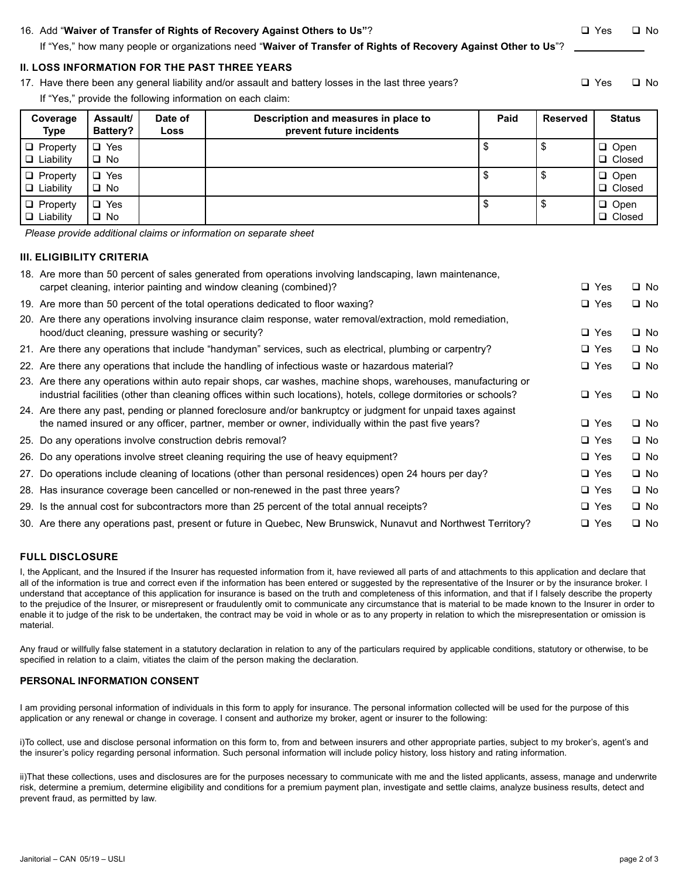16. Add "**Waiver of Transfer of Rights of Recovery Against Others to Us"**? ❑ Yes ❑ No

If "Yes," how many people or organizations need "**Waiver of Transfer of Rights of Recovery Against Other to Us**"? ____________

## II. LOSS INFORMATION FOR THE PAST THREE YEARS

17. Have there been any general liability and/or assault and battery losses in the last three years? ❑ Yes ❑ No

If "Yes," provide the following information on each claim:

| Coverage Type | Assault/ Battery? | Date of Loss | Description and measures in place to prevent future incidents | Paid | Reserved | Status |
|---|---|---|---|---|---|---|
| ❑ Property ❑ Liability | ❑ Yes ❑ No | | | $ | $ | ❑ Open ❑ Closed |
| ❑ Property ❑ Liability | ❑ Yes ❑ No | | | $ | $ | ❑ Open ❑ Closed |
| ❑ Property ❑ Liability | ❑ Yes ❑ No | | | $ | $ | ❑ Open ❑ Closed |

*Please provide additional claims or information on separate sheet*

## III. ELIGIBILITY CRITERIA

18. Are more than 50 percent of sales generated from operations involving landscaping, lawn maintenance, carpet cleaning, interior painting and window cleaning (combined)? ❑ Yes ❑ No
19. Are more than 50 percent of the total operations dedicated to floor waxing? ❑ Yes ❑ No
20. Are there any operations involving insurance claim response, water removal/extraction, mold remediation, hood/duct cleaning, pressure washing or security? ❑ Yes ❑ No
21. Are there any operations that include "handyman" services, such as electrical, plumbing or carpentry? ❑ Yes ❑ No
22. Are there any operations that include the handling of infectious waste or hazardous material? ❑ Yes ❑ No
23. Are there any operations within auto repair shops, car washes, machine shops, warehouses, manufacturing or industrial facilities (other than cleaning offices within such locations), hotels, college dormitories or schools? ❑ Yes ❑ No
24. Are there any past, pending or planned foreclosure and/or bankruptcy or judgment for unpaid taxes against the named insured or any officer, partner, member or owner, individually within the past five years? ❑ Yes ❑ No
25. Do any operations involve construction debris removal? ❑ Yes ❑ No
26. Do any operations involve street cleaning requiring the use of heavy equipment? ❑ Yes ❑ No
27. Do operations include cleaning of locations (other than personal residences) open 24 hours per day? ❑ Yes ❑ No
28. Has insurance coverage been cancelled or non-renewed in the past three years? ❑ Yes ❑ No
29. Is the annual cost for subcontractors more than 25 percent of the total annual receipts? ❑ Yes ❑ No
30. Are there any operations past, present or future in Quebec, New Brunswick, Nunavut and Northwest Territory? ❑ Yes ❑ No

## FULL DISCLOSURE

I, the Applicant, and the Insured if the Insurer has requested information from it, have reviewed all parts of and attachments to this application and declare that all of the information is true and correct even if the information has been entered or suggested by the representative of the Insurer or by the insurance broker. I understand that acceptance of this application for insurance is based on the truth and completeness of this information, and that if I falsely describe the property to the prejudice of the Insurer, or misrepresent or fraudulently omit to communicate any circumstance that is material to be made known to the Insurer in order to enable it to judge of the risk to be undertaken, the contract may be void in whole or as to any property in relation to which the misrepresentation or omission is material.

Any fraud or willfully false statement in a statutory declaration in relation to any of the particulars required by applicable conditions, statutory or otherwise, to be specified in relation to a claim, vitiates the claim of the person making the declaration.

## PERSONAL INFORMATION CONSENT

I am providing personal information of individuals in this form to apply for insurance. The personal information collected will be used for the purpose of this application or any renewal or change in coverage. I consent and authorize my broker, agent or insurer to the following:

i)To collect, use and disclose personal information on this form to, from and between insurers and other appropriate parties, subject to my broker's, agent's and the insurer's policy regarding personal information. Such personal information will include policy history, loss history and rating information.

ii)That these collections, uses and disclosures are for the purposes necessary to communicate with me and the listed applicants, assess, manage and underwrite risk, determine a premium, determine eligibility and conditions for a premium payment plan, investigate and settle claims, analyze business results, detect and prevent fraud, as permitted by law.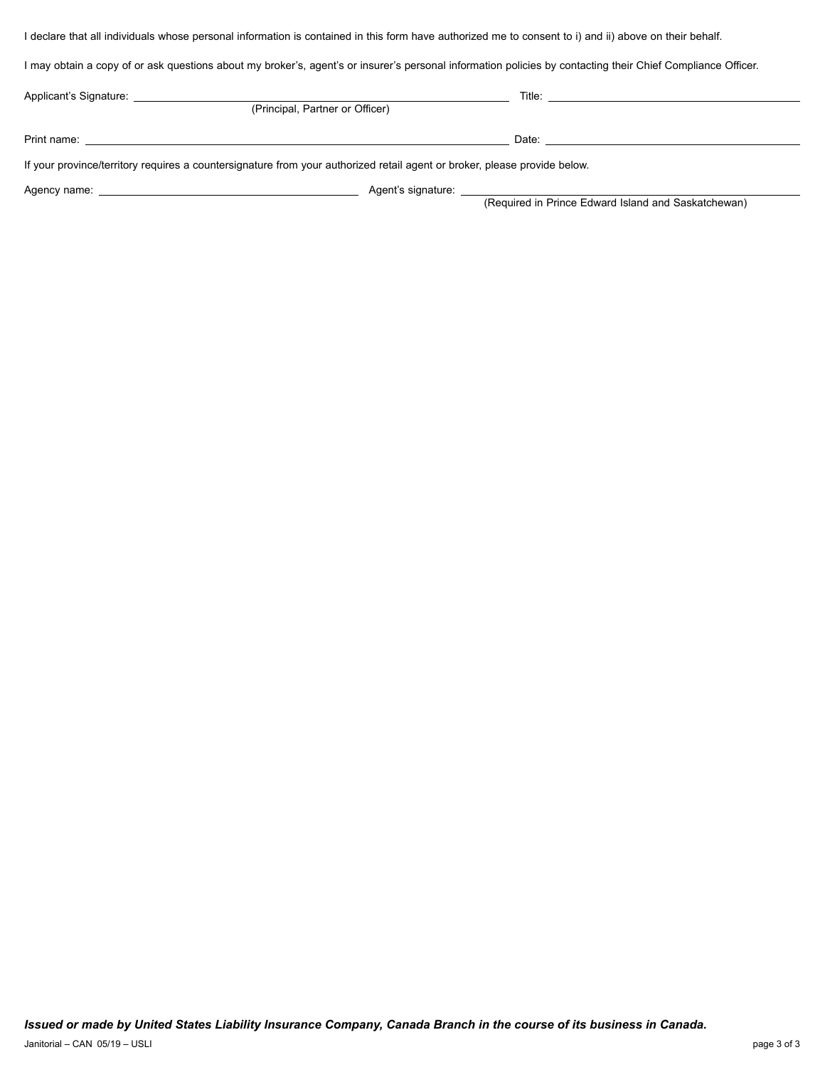I declare that all individuals whose personal information is contained in this form have authorized me to consent to i) and ii) above on their behalf.

I may obtain a copy of or ask questions about my broker's, agent's or insurer's personal information policies by contacting their Chief Compliance Officer.

Applicant's Signature: ______________________________ Title: ______________________________
(Principal, Partner or Officer)

Print name: ______________________________ Date: ______________________________

If your province/territory requires a countersignature from your authorized retail agent or broker, please provide below.

Agency name: ______________________________ Agent's signature: ______________________________
(Required in Prince Edward Island and Saskatchewan)

***Issued or made by United States Liability Insurance Company, Canada Branch in the course of its business in Canada.***

Janitorial – CAN 05/19 – USLI